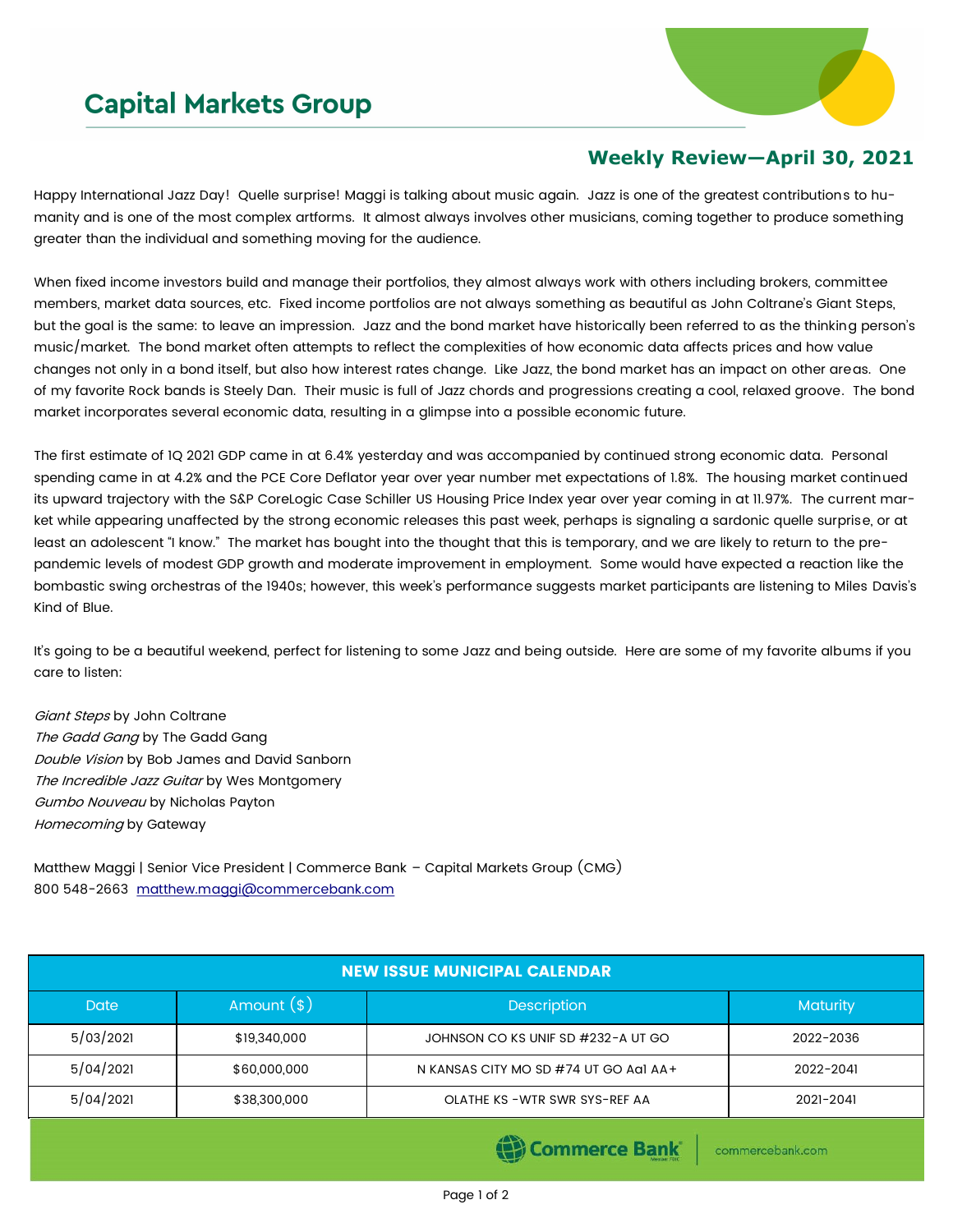# Capital Markets Group

## Weekly Review—April 30, 2021

Happy International Jazz Day! Quelle surprise! Maggi is talking about music again. Jazz is one of the greatest contributions to humanity and is one of the most complex artforms. It almost always involves other musicians, coming together to produce something greater than the individual and something moving for the audience.

When fixed income investors build and manage their portfolios, they almost always work with others including brokers, committee members, market data sources, etc. Fixed income portfolios are not always something as beautiful as John Coltrane's Giant Steps, but the goal is the same: to leave an impression. Jazz and the bond market have historically been referred to as the thinking person's music/market. The bond market often attempts to reflect the complexities of how economic data affects prices and how value changes not only in a bond itself, but also how interest rates change. Like Jazz, the bond market has an impact on other areas. One of my favorite Rock bands is Steely Dan. Their music is full of Jazz chords and progressions creating a cool, relaxed groove. The bond market incorporates several economic data, resulting in a glimpse into a possible economic future.

The first estimate of 1Q 2021 GDP came in at 6.4% yesterday and was accompanied by continued strong economic data. Personal spending came in at 4.2% and the PCE Core Deflator year over year number met expectations of 1.8%. The housing market continued its upward trajectory with the S&P CoreLogic Case Schiller US Housing Price Index year over year coming in at 11.97%. The current market while appearing unaffected by the strong economic releases this past week, perhaps is signaling a sardonic quelle surprise, or at least an adolescent "I know." The market has bought into the thought that this is temporary, and we are likely to return to the pre-pandemic levels of modest GDP growth and moderate improvement in employment. Some would have expected a reaction like the bombastic swing orchestras of the 1940s; however, this week's performance suggests market participants are listening to Miles Davis's Kind of Blue.

It's going to be a beautiful weekend, perfect for listening to some Jazz and being outside. Here are some of my favorite albums if you care to listen:

*Giant Steps* by John Coltrane
*The Gadd Gang* by The Gadd Gang
*Double Vision* by Bob James and David Sanborn
*The Incredible Jazz Guitar* by Wes Montgomery
*Gumbo Nouveau* by Nicholas Payton
*Homecoming* by Gateway

Matthew Maggi | Senior Vice President | Commerce Bank – Capital Markets Group (CMG)
800 548-2663 matthew.maggi@commercebank.com

| NEW ISSUE MUNICIPAL CALENDAR | | | |
|---|---|---|---|
| Date | Amount ($) | Description | Maturity |
| 5/03/2021 | $19,340,000 | JOHNSON CO KS UNIF SD #232-A UT GO | 2022-2036 |
| 5/04/2021 | $60,000,000 | N KANSAS CITY MO SD #74 UT GO Aa1 AA+ | 2022-2041 |
| 5/04/2021 | $38,300,000 | OLATHE KS -WTR SWR SYS-REF AA | 2021-2041 |

Commerce Bank | commercebank.com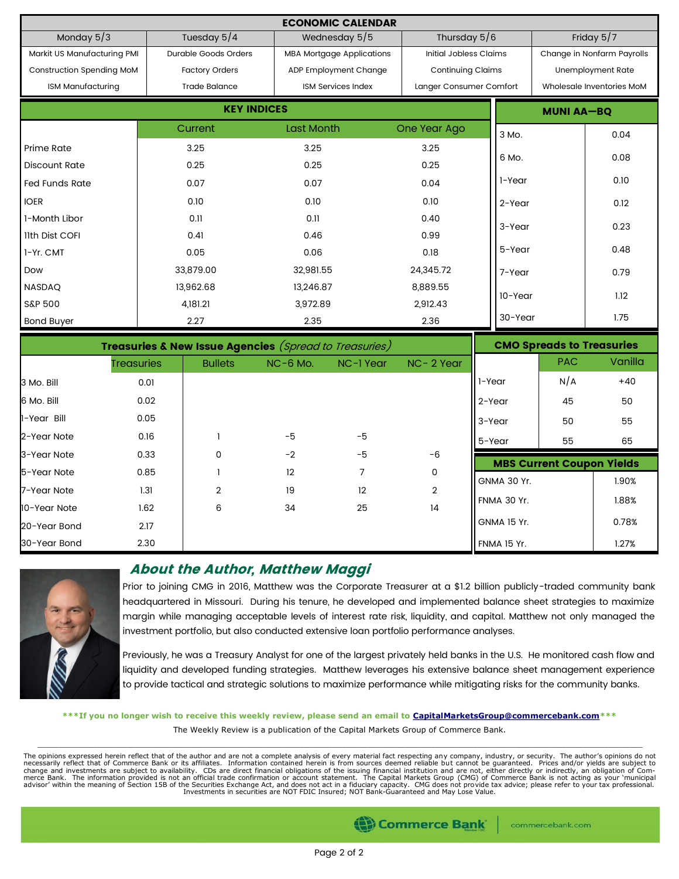## ECONOMIC CALENDAR

| Monday 5/3 | Tuesday 5/4 | Wednesday 5/5 | Thursday 5/6 | Friday 5/7 |
|---|---|---|---|---|
| Markit US Manufacturing PMI | Durable Goods Orders | MBA Mortgage Applications | Initial Jobless Claims | Change in Nonfarm Payrolls |
| Construction Spending MoM | Factory Orders | ADP Employment Change | Continuing Claims | Unemployment Rate |
| ISM Manufacturing | Trade Balance | ISM Services Index | Langer Consumer Comfort | Wholesale Inventories MoM |

## KEY INDICES

| | Current | Last Month | One Year Ago |
|---|---|---|---|
| Prime Rate | 3.25 | 3.25 | 3.25 |
| Discount Rate | 0.25 | 0.25 | 0.25 |
| Fed Funds Rate | 0.07 | 0.07 | 0.04 |
| IOER | 0.10 | 0.10 | 0.10 |
| 1-Month Libor | 0.11 | 0.11 | 0.40 |
| 11th Dist COFI | 0.41 | 0.46 | 0.99 |
| 1-Yr. CMT | 0.05 | 0.06 | 0.18 |
| Dow | 33,879.00 | 32,981.55 | 24,345.72 |
| NASDAQ | 13,962.68 | 13,246.87 | 8,889.55 |
| S&P 500 | 4,181.21 | 3,972.89 | 2,912.43 |
| Bond Buyer | 2.27 | 2.35 | 2.36 |

## MUNI AA—BQ

| | |
|---|---|
| 3 Mo. | 0.04 |
| 6 Mo. | 0.08 |
| 1-Year | 0.10 |
| 2-Year | 0.12 |
| 3-Year | 0.23 |
| 5-Year | 0.48 |
| 7-Year | 0.79 |
| 10-Year | 1.12 |
| 30-Year | 1.75 |

## Treasuries & New Issue Agencies *(Spread to Treasuries)*

| | Treasuries | Bullets | NC-6 Mo. | NC-1 Year | NC- 2 Year |
|---|---|---|---|---|---|
| 3 Mo. Bill | 0.01 | | | | |
| 6 Mo. Bill | 0.02 | | | | |
| 1-Year Bill | 0.05 | | | | |
| 2-Year Note | 0.16 | 1 | -5 | -5 | |
| 3-Year Note | 0.33 | 0 | -2 | -5 | -6 |
| 5-Year Note | 0.85 | 1 | 12 | 7 | 0 |
| 7-Year Note | 1.31 | 2 | 19 | 12 | 2 |
| 10-Year Note | 1.62 | 6 | 34 | 25 | 14 |
| 20-Year Bond | 2.17 | | | | |
| 30-Year Bond | 2.30 | | | | |

## CMO Spreads to Treasuries

| | PAC | Vanilla |
|---|---|---|
| 1-Year | N/A | +40 |
| 2-Year | 45 | 50 |
| 3-Year | 50 | 55 |
| 5-Year | 55 | 65 |

## MBS Current Coupon Yields

| | |
|---|---|
| GNMA 30 Yr. | 1.90% |
| FNMA 30 Yr. | 1.88% |
| GNMA 15 Yr. | 0.78% |
| FNMA 15 Yr. | 1.27% |

## *About the Author, Matthew Maggi*

Prior to joining CMG in 2016, Matthew was the Corporate Treasurer at a $1.2 billion publicly-traded community bank headquartered in Missouri. During his tenure, he developed and implemented balance sheet strategies to maximize margin while managing acceptable levels of interest rate risk, liquidity, and capital. Matthew not only managed the investment portfolio, but also conducted extensive loan portfolio performance analyses.

Previously, he was a Treasury Analyst for one of the largest privately held banks in the U.S. He monitored cash flow and liquidity and developed funding strategies. Matthew leverages his extensive balance sheet management experience to provide tactical and strategic solutions to maximize performance while mitigating risks for the community banks.

**\*\*\*If you no longer wish to receive this weekly review, please send an email to CapitalMarketsGroup@commercebank.com\*\*\***

The Weekly Review is a publication of the Capital Markets Group of Commerce Bank.

The opinions expressed herein reflect that of the author and are not a complete analysis of every material fact respecting any company, industry, or security. The author's opinions do not necessarily reflect that of Commerce Bank or its affiliates. Information contained herein is from sources deemed reliable but cannot be guaranteed. Prices and/or yields are subject to change and investments are subject to availability. CDs are direct financial obligations of the issuing financial institution and are not, either directly or indirectly, an obligation of Commerce Bank. The information provided is not an official trade confirmation or account statement. The Capital Markets Group (CMG) of Commerce Bank is not acting as your 'municipal advisor' within the meaning of Section 15B of the Securities Exchange Act, and does not act in a fiduciary capacity. CMG does not provide tax advice; please refer to your tax professional. Investments in securities are NOT FDIC Insured; NOT Bank-Guaranteed and May Lose Value.

Commerce Bank | commercebank.com